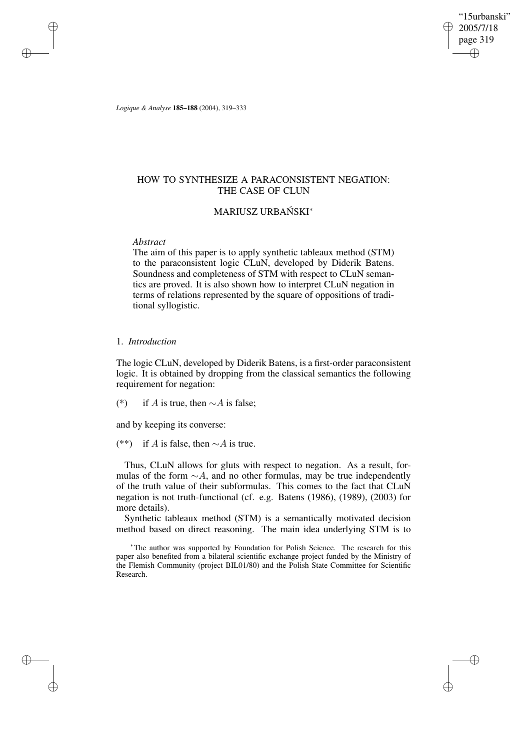# HOW TO SYNTHESIZE A PARACONSISTENT NEGATION: THE CASE OF CLUN

## MARIUSZ URBAŃSKI*

### *Abstract*

The aim of this paper is to apply synthetic tableaux method (STM) to the paraconsistent logic CLuN, developed by Diderik Batens. Soundness and completeness of STM with respect to CLuN semantics are proved. It is also shown how to interpret CLuN negation in terms of relations represented by the square of oppositions of traditional syllogistic.

## 1. *Introduction*

The logic CLuN, developed by Diderik Batens, is a first-order paraconsistent logic. It is obtained by dropping from the classical semantics the following requirement for negation:

(*) if $A$ is true, then $\sim A$ is false;

and by keeping its converse:

(**) if $A$ is false, then $\sim A$ is true.

Thus, CLuN allows for gluts with respect to negation. As a result, formulas of the form $\sim A$, and no other formulas, may be true independently of the truth value of their subformulas. This comes to the fact that CLuN negation is not truth-functional (cf. e.g. Batens (1986), (1989), (2003) for more details).

Synthetic tableaux method (STM) is a semantically motivated decision method based on direct reasoning. The main idea underlying STM is to

*The author was supported by Foundation for Polish Science. The research for this paper also benefited from a bilateral scientific exchange project funded by the Ministry of the Flemish Community (project BIL01/80) and the Polish State Committee for Scientific Research.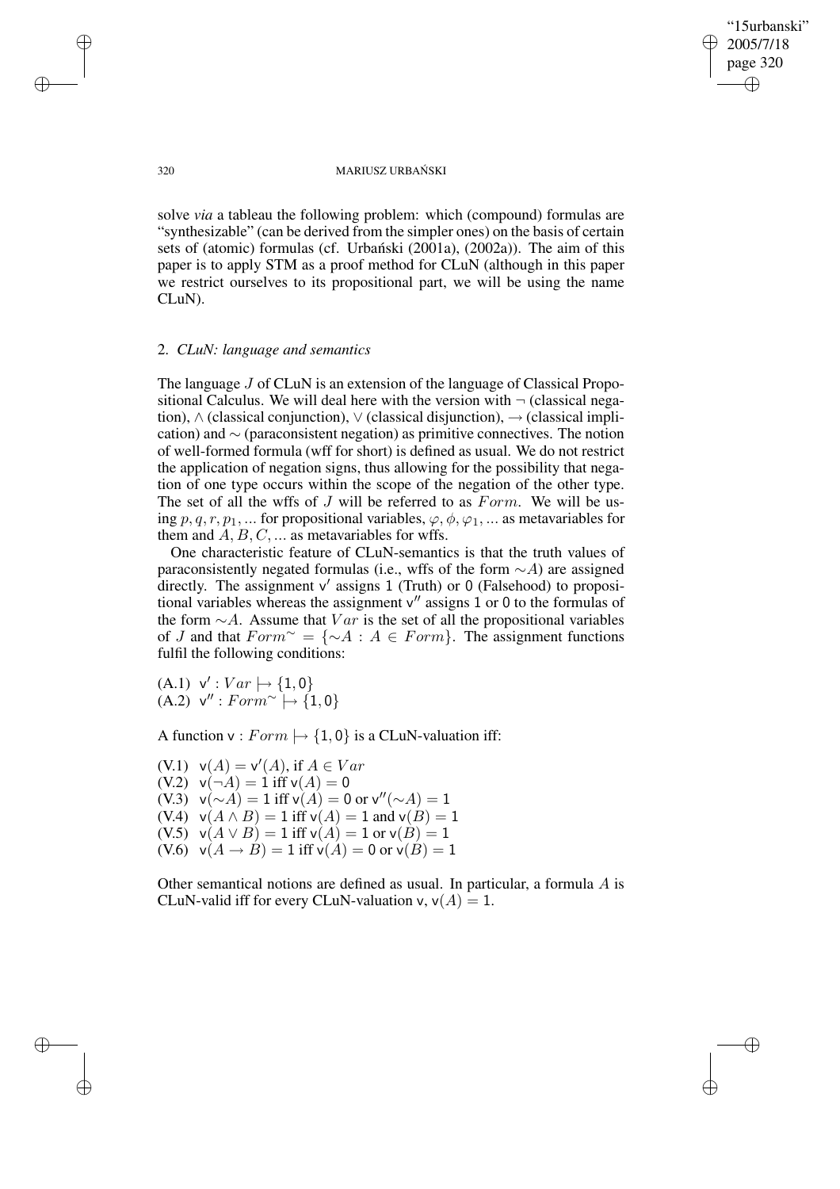solve *via* a tableau the following problem: which (compound) formulas are "synthesizable" (can be derived from the simpler ones) on the basis of certain sets of (atomic) formulas (cf. Urbański (2001a), (2002a)). The aim of this paper is to apply STM as a proof method for CLuN (although in this paper we restrict ourselves to its propositional part, we will be using the name CLuN).

## 2. *CLuN: language and semantics*

The language $J$ of CLuN is an extension of the language of Classical Propositional Calculus. We will deal here with the version with $\neg$ (classical negation), $\wedge$ (classical conjunction), $\vee$ (classical disjunction), $\rightarrow$ (classical implication) and $\sim$ (paraconsistent negation) as primitive connectives. The notion of well-formed formula (wff for short) is defined as usual. We do not restrict the application of negation signs, thus allowing for the possibility that negation of one type occurs within the scope of the negation of the other type. The set of all the wffs of $J$ will be referred to as $Form$. We will be using $p, q, r, p_1, ...$ for propositional variables, $\varphi, \phi, \varphi_1, ...$ as metavariables for them and $A, B, C, ...$ as metavariables for wffs.

One characteristic feature of CLuN-semantics is that the truth values of paraconsistently negated formulas (i.e., wffs of the form $\sim A$) are assigned directly. The assignment $\mathsf{v}'$ assigns $1$ (Truth) or $0$ (Falsehood) to propositional variables whereas the assignment $\mathsf{v}''$ assigns $1$ or $0$ to the formulas of the form $\sim A$. Assume that $Var$ is the set of all the propositional variables of $J$ and that $Form^{\sim} = \{\sim A : A \in Form\}$. The assignment functions fulfil the following conditions:

(A.1) $\mathsf{v}' : Var \mapsto \{1, 0\}$
(A.2) $\mathsf{v}'' : Form^{\sim} \mapsto \{1, 0\}$

A function $\mathsf{v} : Form \mapsto \{1, 0\}$ is a CLuN-valuation iff:

(V.1) $\mathsf{v}(A) = \mathsf{v}'(A)$, if $A \in Var$
(V.2) $\mathsf{v}(\neg A) = 1$ iff $\mathsf{v}(A) = 0$
(V.3) $\mathsf{v}(\sim A) = 1$ iff $\mathsf{v}(A) = 0$ or $\mathsf{v}''(\sim A) = 1$
(V.4) $\mathsf{v}(A \wedge B) = 1$ iff $\mathsf{v}(A) = 1$ and $\mathsf{v}(B) = 1$
(V.5) $\mathsf{v}(A \vee B) = 1$ iff $\mathsf{v}(A) = 1$ or $\mathsf{v}(B) = 1$
(V.6) $\mathsf{v}(A \rightarrow B) = 1$ iff $\mathsf{v}(A) = 0$ or $\mathsf{v}(B) = 1$

Other semantical notions are defined as usual. In particular, a formula $A$ is CLuN-valid iff for every CLuN-valuation $\mathsf{v}$, $\mathsf{v}(A) = 1$.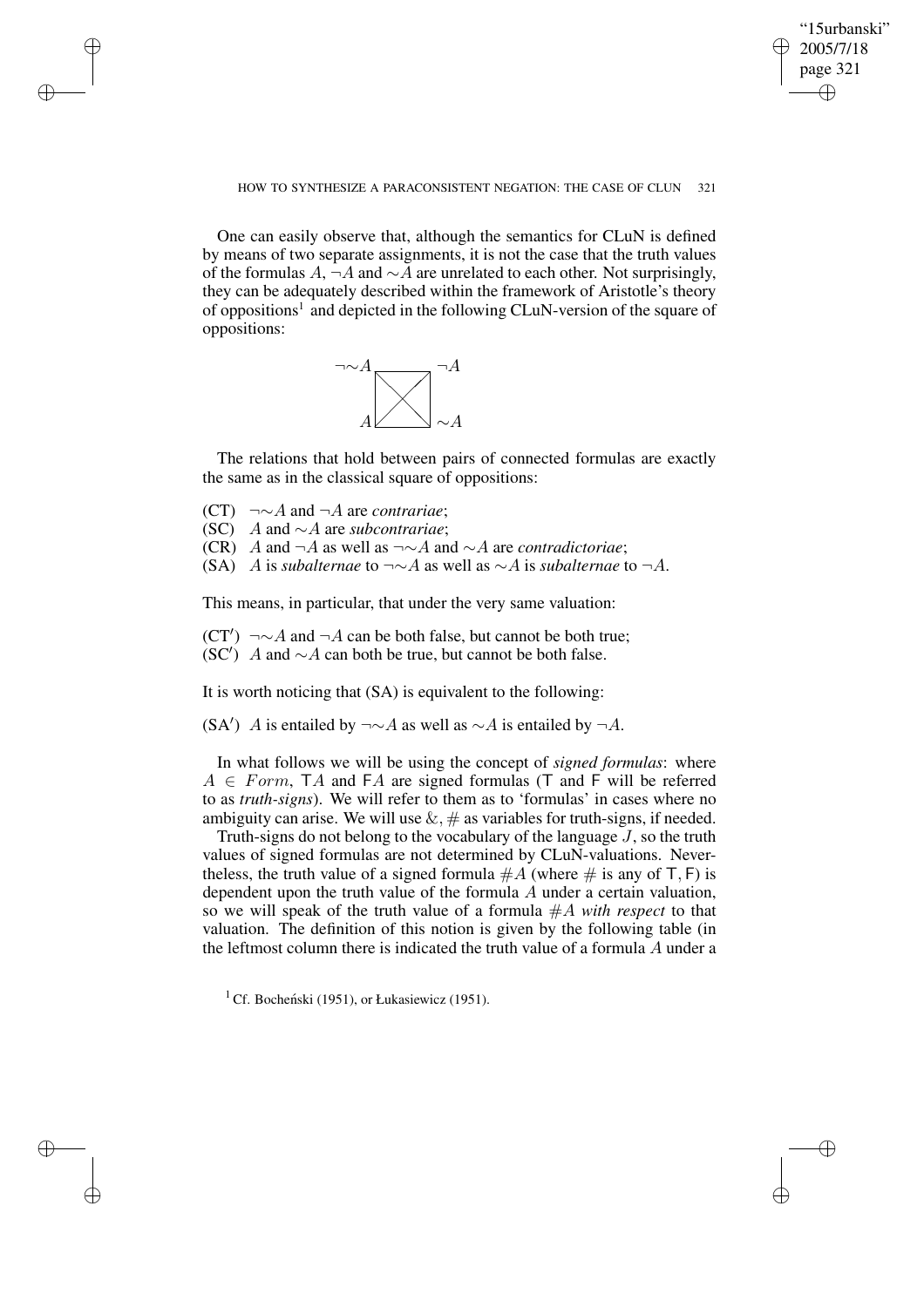One can easily observe that, although the semantics for CLuN is defined by means of two separate assignments, it is not the case that the truth values of the formulas $A$, $\neg A$ and $\sim A$ are unrelated to each other. Not surprisingly, they can be adequately described within the framework of Aristotle's theory of oppositions[1] and depicted in the following CLuN-version of the square of oppositions:

$$\begin{array}{ccc} \neg\sim A & & \neg A \\ & \boxtimes & \\ A & & \sim A \end{array}$$

The relations that hold between pairs of connected formulas are exactly the same as in the classical square of oppositions:

(CT) $\neg\sim A$ and $\neg A$ are *contrariae*;
(SC) $A$ and $\sim A$ are *subcontrariae*;
(CR) $A$ and $\neg A$ as well as $\neg\sim A$ and $\sim A$ are *contradictoriae*;
(SA) $A$ is *subalternae* to $\neg\sim A$ as well as $\sim A$ is *subalternae* to $\neg A$.

This means, in particular, that under the very same valuation:

(CT′) $\neg\sim A$ and $\neg A$ can be both false, but cannot be both true;
(SC′) $A$ and $\sim A$ can both be true, but cannot be both false.

It is worth noticing that (SA) is equivalent to the following:

(SA′) $A$ is entailed by $\neg\sim A$ as well as $\sim A$ is entailed by $\neg A$.

In what follows we will be using the concept of *signed formulas*: where $A \in Form$, $\mathsf{T}A$ and $\mathsf{F}A$ are signed formulas ($\mathsf{T}$ and $\mathsf{F}$ will be referred to as *truth-signs*). We will refer to them as to 'formulas' in cases where no ambiguity can arise. We will use $\&, \#$ as variables for truth-signs, if needed.

Truth-signs do not belong to the vocabulary of the language $J$, so the truth values of signed formulas are not determined by CLuN-valuations. Nevertheless, the truth value of a signed formula $\#A$ (where $\#$ is any of $\mathsf{T}, \mathsf{F}$) is dependent upon the truth value of the formula $A$ under a certain valuation, so we will speak of the truth value of a formula $\#A$ *with respect* to that valuation. The definition of this notion is given by the following table (in the leftmost column there is indicated the truth value of a formula $A$ under a

[1] Cf. Bocheński (1951), or Łukasiewicz (1951).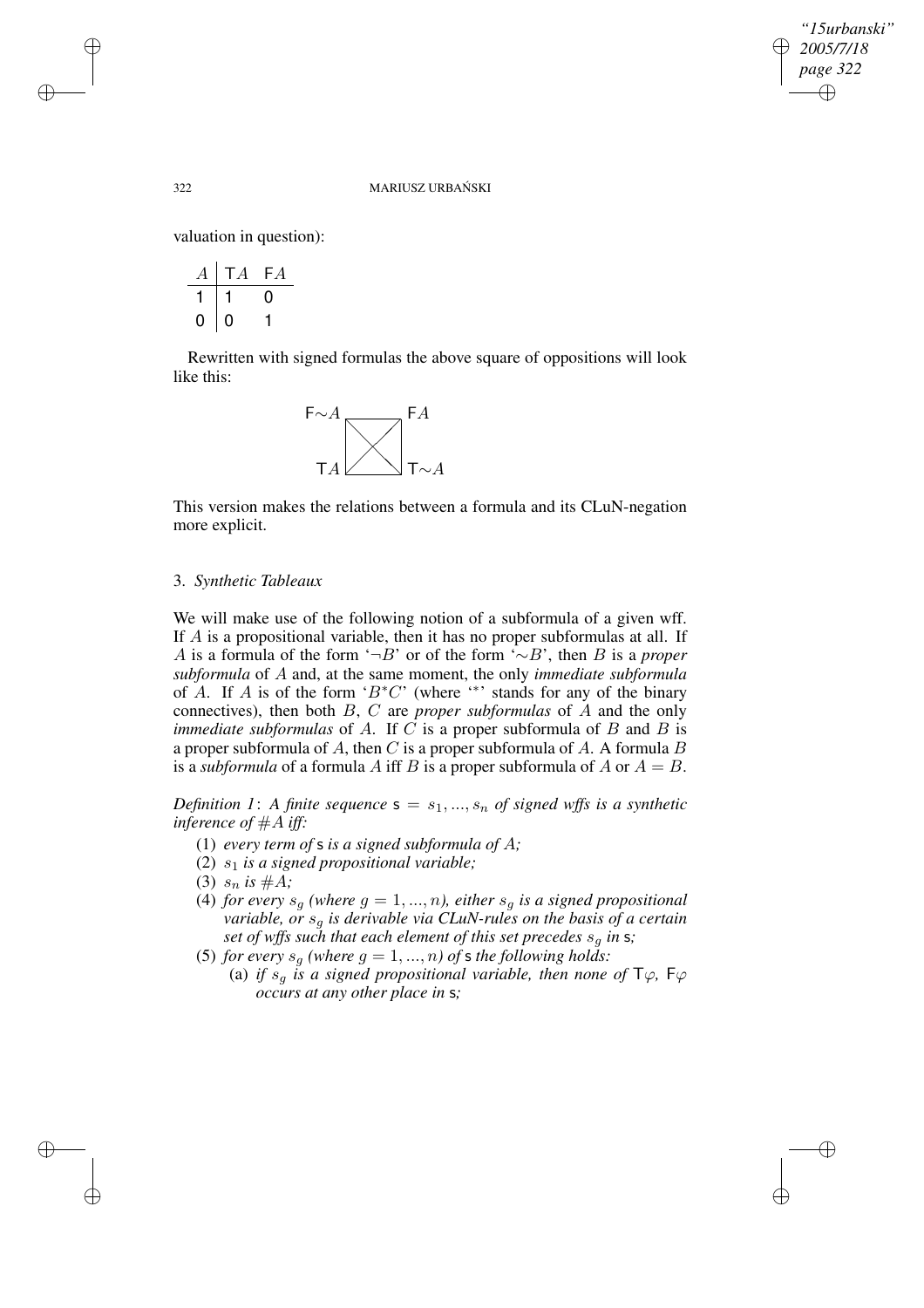valuation in question):

| $A$ | T$A$ | F$A$ |
|---|---|---|
| 1 | 1 | 0 |
| 0 | 0 | 1 |

Rewritten with signed formulas the above square of oppositions will look like this:

$$\begin{array}{ccc} \mathsf{F}{\sim}A & & \mathsf{F}A \\ & \boxtimes & \\ \mathsf{T}A & & \mathsf{T}{\sim}A \end{array}$$

This version makes the relations between a formula and its CLuN-negation more explicit.

## 3. *Synthetic Tableaux*

We will make use of the following notion of a subformula of a given wff. If $A$ is a propositional variable, then it has no proper subformulas at all. If $A$ is a formula of the form '$\neg B$' or of the form '$\sim B$', then $B$ is a *proper subformula* of $A$ and, at the same moment, the only *immediate subformula* of $A$. If $A$ is of the form '$B^*C$' (where '$^*$' stands for any of the binary connectives), then both $B$, $C$ are *proper subformulas* of $A$ and the only *immediate subformulas* of $A$. If $C$ is a proper subformula of $B$ and $B$ is a proper subformula of $A$, then $C$ is a proper subformula of $A$. A formula $B$ is a *subformula* of a formula $A$ iff $B$ is a proper subformula of $A$ or $A = B$.

*Definition 1*: *A finite sequence* $\mathsf{s} = s_1, ..., s_n$ *of signed wffs is a synthetic inference of* $\#A$ *iff:*

(1) *every term of* $\mathsf{s}$ *is a signed subformula of* $A$*;*

(2) $s_1$ *is a signed propositional variable;*

(3) $s_n$ *is* $\#A$*;*

(4) *for every* $s_g$ *(where* $g = 1, ..., n$*), either* $s_g$ *is a signed propositional variable, or* $s_g$ *is derivable via CLuN-rules on the basis of a certain set of wffs such that each element of this set precedes* $s_g$ *in* $\mathsf{s}$*;*

(5) *for every* $s_g$ *(where* $g = 1, ..., n$*) of* $\mathsf{s}$ *the following holds:*

  (a) *if* $s_g$ *is a signed propositional variable, then none of* $\mathsf{T}\varphi$*,* $\mathsf{F}\varphi$ *occurs at any other place in* $\mathsf{s}$*;*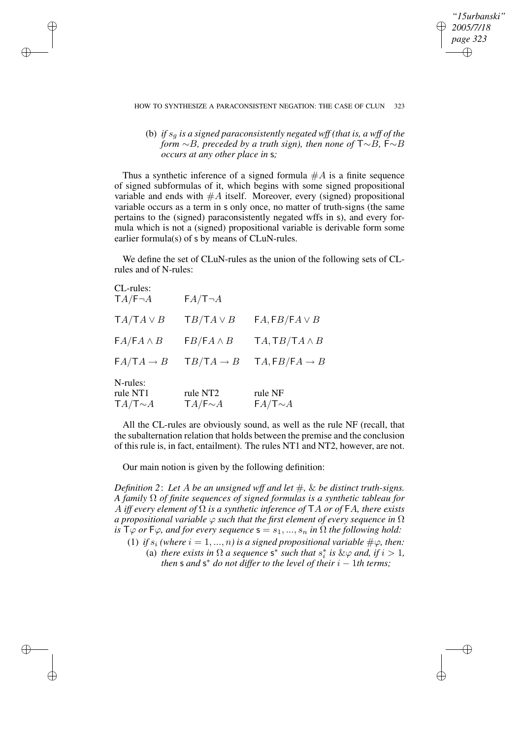(b) *if $s_g$ is a signed paraconsistently negated wff (that is, a wff of the form $\sim B$, preceded by a truth sign), then none of $\mathsf{T}{\sim}B$, $\mathsf{F}{\sim}B$ occurs at any other place in* s*;*

Thus a synthetic inference of a signed formula $\#A$ is a finite sequence of signed subformulas of it, which begins with some signed propositional variable and ends with $\#A$ itself. Moreover, every (signed) propositional variable occurs as a term in s only once, no matter of truth-signs (the same pertains to the (signed) paraconsistently negated wffs in s), and every formula which is not a (signed) propositional variable is derivable form some earlier formula(s) of s by means of CLuN-rules.

We define the set of CLuN-rules as the union of the following sets of CL-rules and of N-rules:

CL-rules:

| | | |
|---|---|---|
| $\mathsf{T}A/\mathsf{F}\neg A$ | $\mathsf{F}A/\mathsf{T}\neg A$ | |
| $\mathsf{T}A/\mathsf{T}A \vee B$ | $\mathsf{T}B/\mathsf{T}A \vee B$ | $\mathsf{F}A, \mathsf{F}B/\mathsf{F}A \vee B$ |
| $\mathsf{F}A/\mathsf{F}A \wedge B$ | $\mathsf{F}B/\mathsf{F}A \wedge B$ | $\mathsf{T}A, \mathsf{T}B/\mathsf{T}A \wedge B$ |
| $\mathsf{F}A/\mathsf{T}A \rightarrow B$ | $\mathsf{T}B/\mathsf{T}A \rightarrow B$ | $\mathsf{T}A, \mathsf{F}B/\mathsf{F}A \rightarrow B$ |

N-rules:

| rule NT1 | rule NT2 | rule NF |
|---|---|---|
| $\mathsf{T}A/\mathsf{T}{\sim}A$ | $\mathsf{T}A/\mathsf{F}{\sim}A$ | $\mathsf{F}A/\mathsf{T}{\sim}A$ |

All the CL-rules are obviously sound, as well as the rule NF (recall, that the subalternation relation that holds between the premise and the conclusion of this rule is, in fact, entailment). The rules NT1 and NT2, however, are not.

Our main notion is given by the following definition:

*Definition 2*: *Let $A$ be an unsigned wff and let $\#$, $\&$ be distinct truth-signs. A family $\Omega$ of finite sequences of signed formulas is a synthetic tableau for $A$ iff every element of $\Omega$ is a synthetic inference of $\mathsf{T}A$ or of $\mathsf{F}A$, there exists a propositional variable $\varphi$ such that the first element of every sequence in $\Omega$ is $\mathsf{T}\varphi$ or $\mathsf{F}\varphi$, and for every sequence $\mathsf{s} = s_1, ..., s_n$ in $\Omega$ the following hold:*

(1) *if $s_i$ (where $i = 1, ..., n$) is a signed propositional variable $\#\varphi$, then:*

(a) *there exists in $\Omega$ a sequence $\mathsf{s}^*$ such that $s_i^*$ is $\&\varphi$ and, if $i > 1$, then* s *and* $\mathsf{s}^*$ *do not differ to the level of their $i - 1$th terms;*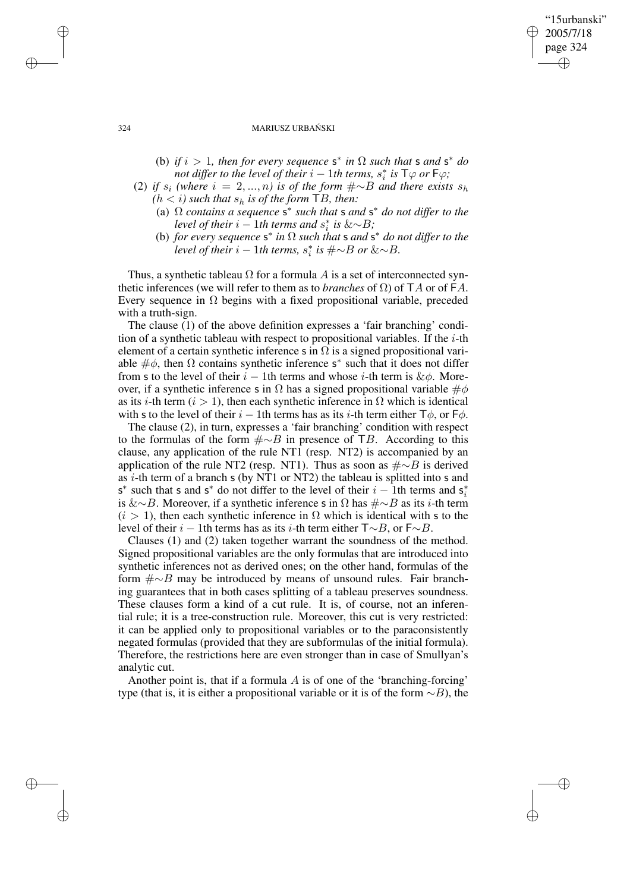(b) *if $i > 1$, then for every sequence $\mathsf{s}^*$ in $\Omega$ such that $\mathsf{s}$ and $\mathsf{s}^*$ do not differ to the level of their $i-1$th terms, $s^*_i$ is $\mathsf{T}\varphi$ or $\mathsf{F}\varphi$;*

(2) *if $s_i$ (where $i = 2, ..., n$) is of the form $\#{\sim}B$ and there exists $s_h$ ($h < i$) such that $s_h$ is of the form $\mathsf{T}B$, then:*

(a) *$\Omega$ contains a sequence $\mathsf{s}^*$ such that $\mathsf{s}$ and $\mathsf{s}^*$ do not differ to the level of their $i-1$th terms and $s^*_i$ is $\&{\sim}B$;*

(b) *for every sequence $\mathsf{s}^*$ in $\Omega$ such that $\mathsf{s}$ and $\mathsf{s}^*$ do not differ to the level of their $i-1$th terms, $s^*_i$ is $\#{\sim}B$ or $\&{\sim}B$.*

Thus, a synthetic tableau $\Omega$ for a formula $A$ is a set of interconnected synthetic inferences (we will refer to them as to *branches* of $\Omega$) of $\mathsf{T}A$ or of $\mathsf{F}A$. Every sequence in $\Omega$ begins with a fixed propositional variable, preceded with a truth-sign.

The clause (1) of the above definition expresses a 'fair branching' condition of a synthetic tableau with respect to propositional variables. If the $i$-th element of a certain synthetic inference $\mathsf{s}$ in $\Omega$ is a signed propositional variable $\#\phi$, then $\Omega$ contains synthetic inference $\mathsf{s}^*$ such that it does not differ from $\mathsf{s}$ to the level of their $i-1$th terms and whose $i$-th term is $\&\phi$. Moreover, if a synthetic inference $\mathsf{s}$ in $\Omega$ has a signed propositional variable $\#\phi$ as its $i$-th term ($i > 1$), then each synthetic inference in $\Omega$ which is identical with $\mathsf{s}$ to the level of their $i-1$th terms has as its $i$-th term either $\mathsf{T}\phi$, or $\mathsf{F}\phi$.

The clause (2), in turn, expresses a 'fair branching' condition with respect to the formulas of the form $\#{\sim}B$ in presence of $\mathsf{T}B$. According to this clause, any application of the rule NT1 (resp. NT2) is accompanied by an application of the rule NT2 (resp. NT1). Thus as soon as $\#{\sim}B$ is derived as $i$-th term of a branch $\mathsf{s}$ (by NT1 or NT2) the tableau is splitted into $\mathsf{s}$ and $\mathsf{s}^*$ such that $\mathsf{s}$ and $\mathsf{s}^*$ do not differ to the level of their $i-1$th terms and $\mathsf{s}^*_i$ is $\&{\sim}B$. Moreover, if a synthetic inference $\mathsf{s}$ in $\Omega$ has $\#{\sim}B$ as its $i$-th term ($i > 1$), then each synthetic inference in $\Omega$ which is identical with $\mathsf{s}$ to the level of their $i-1$th terms has as its $i$-th term either $\mathsf{T}{\sim}B$, or $\mathsf{F}{\sim}B$.

Clauses (1) and (2) taken together warrant the soundness of the method. Signed propositional variables are the only formulas that are introduced into synthetic inferences not as derived ones; on the other hand, formulas of the form $\#{\sim}B$ may be introduced by means of unsound rules. Fair branching guarantees that in both cases splitting of a tableau preserves soundness. These clauses form a kind of a cut rule. It is, of course, not an inferential rule; it is a tree-construction rule. Moreover, this cut is very restricted: it can be applied only to propositional variables or to the paraconsistently negated formulas (provided that they are subformulas of the initial formula). Therefore, the restrictions here are even stronger than in case of Smullyan's analytic cut.

Another point is, that if a formula $A$ is of one of the 'branching-forcing' type (that is, it is either a propositional variable or it is of the form ${\sim}B$), the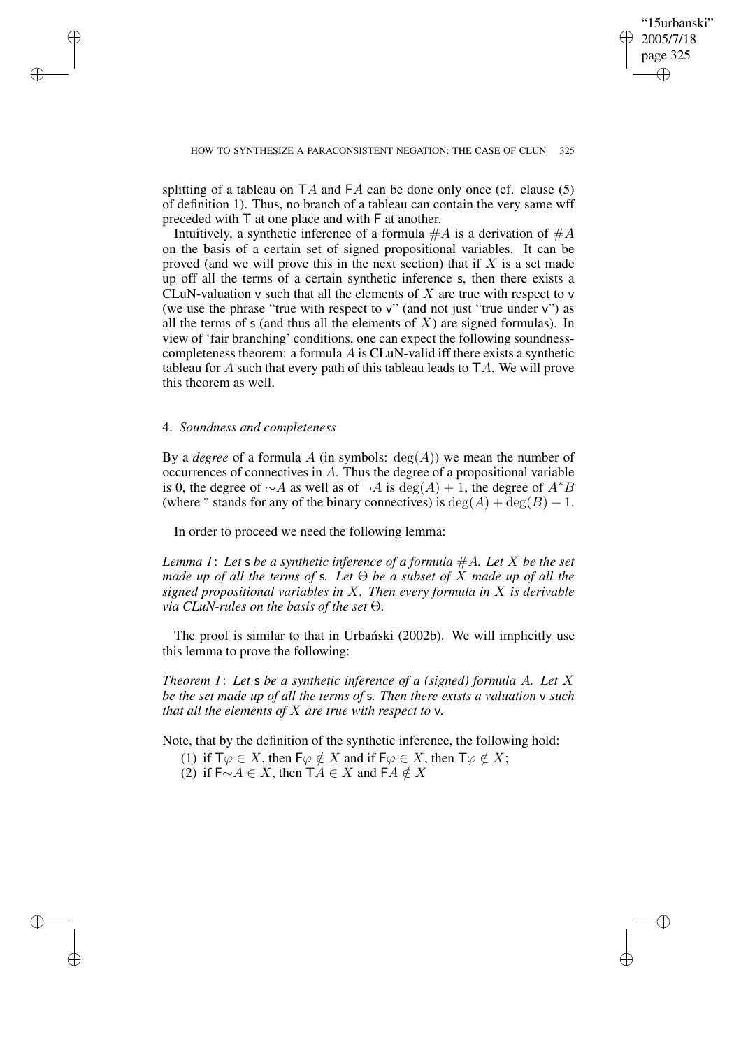splitting of a tableau on $\mathsf{T}A$ and $\mathsf{F}A$ can be done only once (cf. clause (5) of definition 1). Thus, no branch of a tableau can contain the very same wff preceded with $\mathsf{T}$ at one place and with $\mathsf{F}$ at another.

Intuitively, a synthetic inference of a formula $\#A$ is a derivation of $\#A$ on the basis of a certain set of signed propositional variables. It can be proved (and we will prove this in the next section) that if $X$ is a set made up off all the terms of a certain synthetic inference $\mathsf{s}$, then there exists a CLuN-valuation $\mathsf{v}$ such that all the elements of $X$ are true with respect to $\mathsf{v}$ (we use the phrase "true with respect to $\mathsf{v}$" (and not just "true under $\mathsf{v}$") as all the terms of $\mathsf{s}$ (and thus all the elements of $X$) are signed formulas). In view of 'fair branching' conditions, one can expect the following soundness-completeness theorem: a formula $A$ is CLuN-valid iff there exists a synthetic tableau for $A$ such that every path of this tableau leads to $\mathsf{T}A$. We will prove this theorem as well.

## 4. *Soundness and completeness*

By a *degree* of a formula $A$ (in symbols: $\deg(A)$) we mean the number of occurrences of connectives in $A$. Thus the degree of a propositional variable is 0, the degree of $\sim A$ as well as of $\neg A$ is $\deg(A) + 1$, the degree of $A^*B$ (where $^*$ stands for any of the binary connectives) is $\deg(A) + \deg(B) + 1$.

In order to proceed we need the following lemma:

*Lemma 1*: *Let* $\mathsf{s}$ *be a synthetic inference of a formula* $\#A$*. Let* $X$ *be the set made up of all the terms of* $\mathsf{s}$*. Let* $\Theta$ *be a subset of* $X$ *made up of all the signed propositional variables in* $X$*. Then every formula in* $X$ *is derivable via CLuN-rules on the basis of the set* $\Theta$*.*

The proof is similar to that in Urbański (2002b). We will implicitly use this lemma to prove the following:

*Theorem 1*: *Let* $\mathsf{s}$ *be a synthetic inference of a (signed) formula* $A$*. Let* $X$ *be the set made up of all the terms of* $\mathsf{s}$*. Then there exists a valuation* $\mathsf{v}$ *such that all the elements of* $X$ *are true with respect to* $\mathsf{v}$*.*

Note, that by the definition of the synthetic inference, the following hold:

(1) if $\mathsf{T}\varphi \in X$, then $\mathsf{F}\varphi \notin X$ and if $\mathsf{F}\varphi \in X$, then $\mathsf{T}\varphi \notin X$;
(2) if $\mathsf{F}{\sim}A \in X$, then $\mathsf{T}A \in X$ and $\mathsf{F}A \notin X$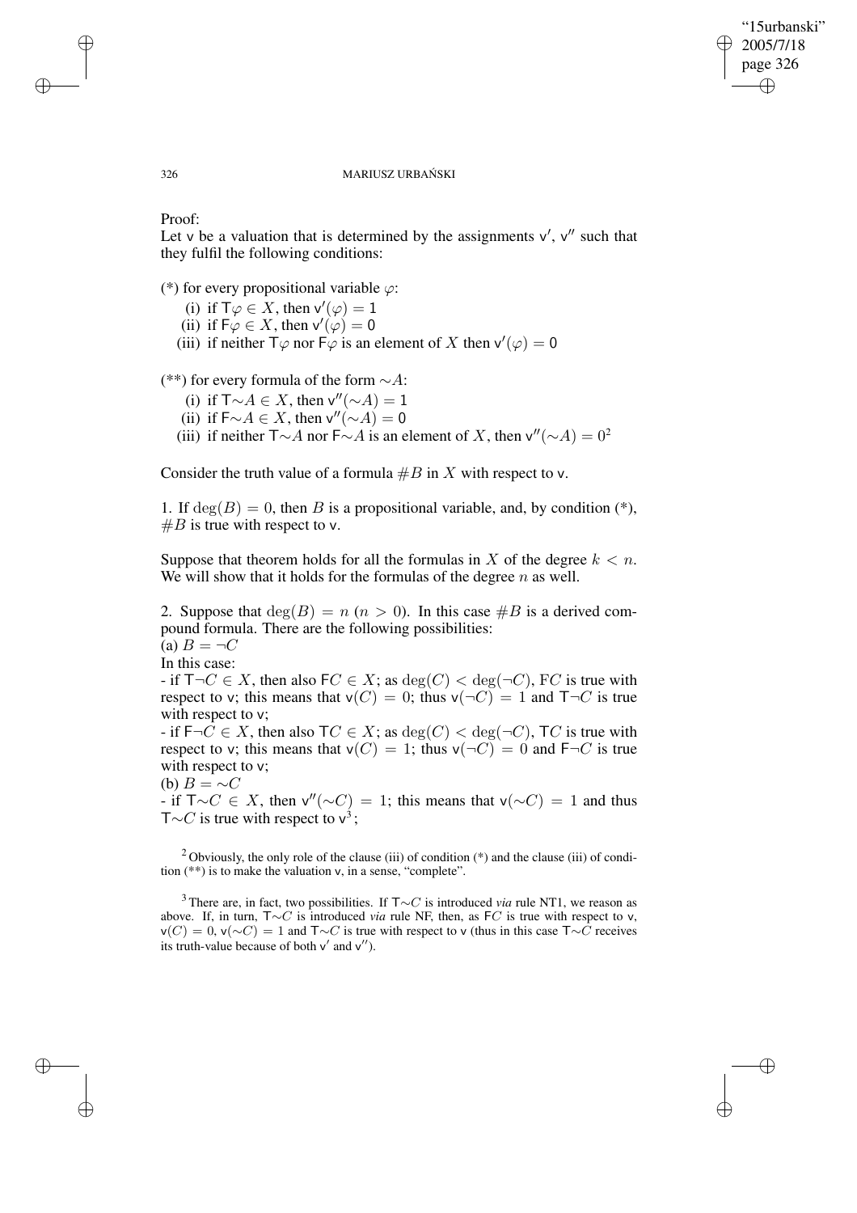Proof:
Let v be a valuation that is determined by the assignments v′, v″ such that they fulfil the following conditions:

(*) for every propositional variable $\varphi$:

(i) if $\mathsf{T}\varphi \in X$, then $\mathsf{v}'(\varphi) = 1$
(ii) if $\mathsf{F}\varphi \in X$, then $\mathsf{v}'(\varphi) = 0$
(iii) if neither $\mathsf{T}\varphi$ nor $\mathsf{F}\varphi$ is an element of $X$ then $\mathsf{v}'(\varphi) = 0$

(**) for every formula of the form $\sim A$:

(i) if $\mathsf{T}{\sim}A \in X$, then $\mathsf{v}''({\sim}A) = 1$
(ii) if $\mathsf{F}{\sim}A \in X$, then $\mathsf{v}''({\sim}A) = 0$
(iii) if neither $\mathsf{T}{\sim}A$ nor $\mathsf{F}{\sim}A$ is an element of $X$, then $\mathsf{v}''({\sim}A) = 0$[2]

Consider the truth value of a formula $\#B$ in $X$ with respect to v.

1. If $\deg(B) = 0$, then $B$ is a propositional variable, and, by condition (*), $\#B$ is true with respect to v.

Suppose that theorem holds for all the formulas in $X$ of the degree $k < n$. We will show that it holds for the formulas of the degree $n$ as well.

2. Suppose that $\deg(B) = n$ ($n > 0$). In this case $\#B$ is a derived compound formula. There are the following possibilities:
(a) $B = \neg C$
In this case:
- if $\mathsf{T}\neg C \in X$, then also $\mathsf{F}C \in X$; as $\deg(C) < \deg(\neg C)$, $\mathsf{F}C$ is true with respect to v; this means that $\mathsf{v}(C) = 0$; thus $\mathsf{v}(\neg C) = 1$ and $\mathsf{T}\neg C$ is true with respect to v;
- if $\mathsf{F}\neg C \in X$, then also $\mathsf{T}C \in X$; as $\deg(C) < \deg(\neg C)$, $\mathsf{T}C$ is true with respect to v; this means that $\mathsf{v}(C) = 1$; thus $\mathsf{v}(\neg C) = 0$ and $\mathsf{F}\neg C$ is true with respect to v;
(b) $B = {\sim}C$
- if $\mathsf{T}{\sim}C \in X$, then $\mathsf{v}''({\sim}C) = 1$; this means that $\mathsf{v}({\sim}C) = 1$ and thus $\mathsf{T}{\sim}C$ is true with respect to v[3];

[2] Obviously, the only role of the clause (iii) of condition (*) and the clause (iii) of condition (**) is to make the valuation v, in a sense, "complete".

[3] There are, in fact, two possibilities. If $\mathsf{T}{\sim}C$ is introduced *via* rule NT1, we reason as above. If, in turn, $\mathsf{T}{\sim}C$ is introduced *via* rule NF, then, as $\mathsf{F}C$ is true with respect to v, $\mathsf{v}(C) = 0$, $\mathsf{v}({\sim}C) = 1$ and $\mathsf{T}{\sim}C$ is true with respect to v (thus in this case $\mathsf{T}{\sim}C$ receives its truth-value because of both v′ and v″).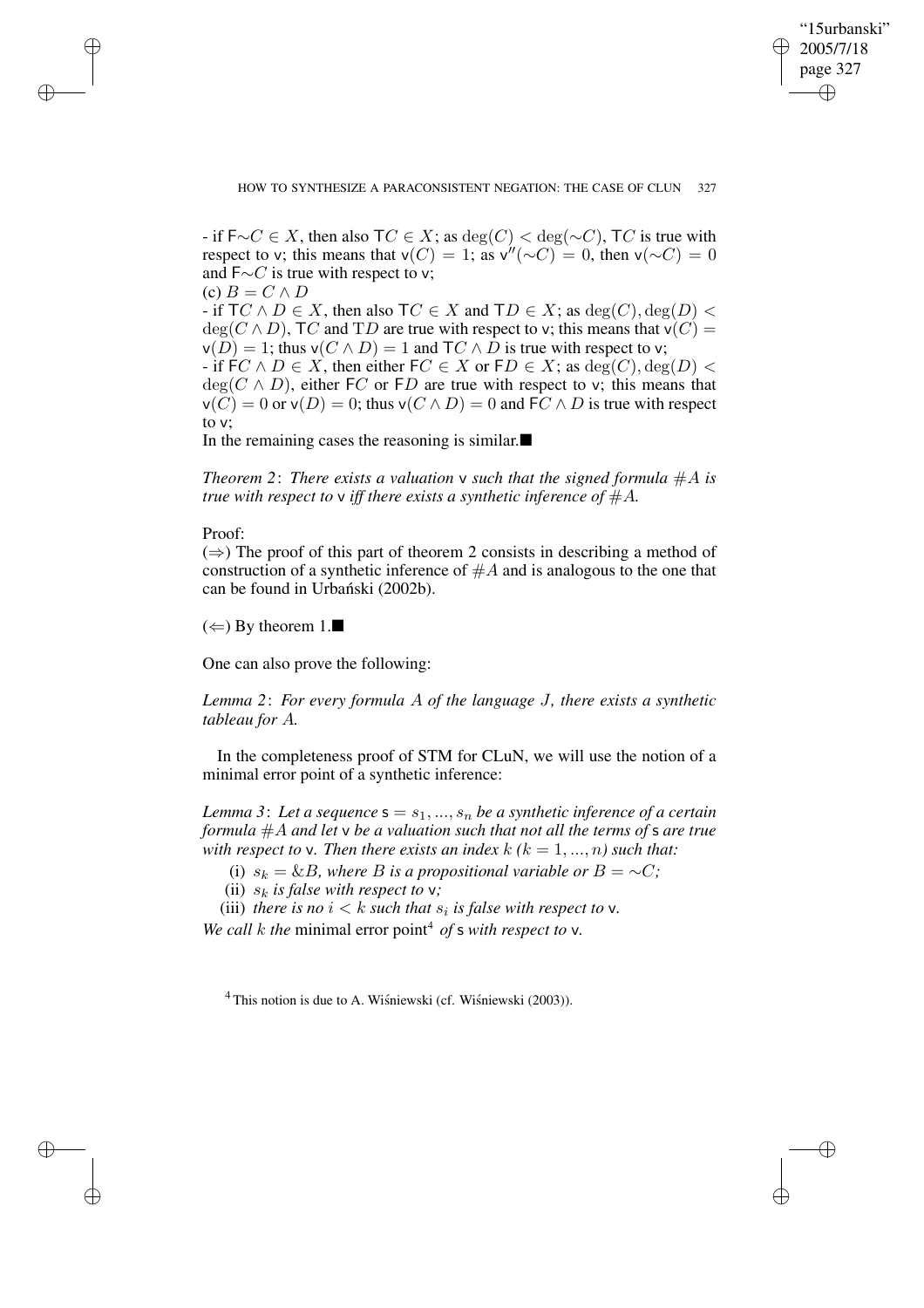- if $\mathsf{F}{\sim}C \in X$, then also $\mathsf{T}C \in X$; as $\deg(C) < \deg({\sim}C)$, $\mathsf{T}C$ is true with respect to $\mathsf{v}$; this means that $\mathsf{v}(C) = 1$; as $\mathsf{v}''({\sim}C) = 0$, then $\mathsf{v}({\sim}C) = 0$ and $\mathsf{F}{\sim}C$ is true with respect to $\mathsf{v}$;

(c) $B = C \wedge D$

- if $\mathsf{T}C \wedge D \in X$, then also $\mathsf{T}C \in X$ and $\mathsf{T}D \in X$; as $\deg(C), \deg(D) < \deg(C \wedge D)$, $\mathsf{T}C$ and $\mathrm{T}D$ are true with respect to $\mathsf{v}$; this means that $\mathsf{v}(C) = \mathsf{v}(D) = 1$; thus $\mathsf{v}(C \wedge D) = 1$ and $\mathsf{T}C \wedge D$ is true with respect to $\mathsf{v}$;

- if $\mathsf{F}C \wedge D \in X$, then either $\mathsf{F}C \in X$ or $\mathsf{F}D \in X$; as $\deg(C), \deg(D) < \deg(C \wedge D)$, either $\mathsf{F}C$ or $\mathsf{F}D$ are true with respect to $\mathsf{v}$; this means that $\mathsf{v}(C) = 0$ or $\mathsf{v}(D) = 0$; thus $\mathsf{v}(C \wedge D) = 0$ and $\mathsf{F}C \wedge D$ is true with respect to $\mathsf{v}$;

In the remaining cases the reasoning is similar.■

*Theorem 2*: *There exists a valuation* $\mathsf{v}$ *such that the signed formula* $\#A$ *is true with respect to* $\mathsf{v}$ *iff there exists a synthetic inference of* $\#A$*.*

Proof:

($\Rightarrow$) The proof of this part of theorem 2 consists in describing a method of construction of a synthetic inference of $\#A$ and is analogous to the one that can be found in Urbański (2002b).

($\Leftarrow$) By theorem 1.■

One can also prove the following:

*Lemma 2*: *For every formula* $A$ *of the language* $J$*, there exists a synthetic tableau for* $A$*.*

In the completeness proof of STM for CLuN, we will use the notion of a minimal error point of a synthetic inference:

*Lemma 3*: *Let a sequence* $\mathsf{s} = s_1, ..., s_n$ *be a synthetic inference of a certain formula* $\#A$ *and let* $\mathsf{v}$ *be a valuation such that not all the terms of* $\mathsf{s}$ *are true with respect to* $\mathsf{v}$*. Then there exists an index* $k$ *(*$k = 1, ..., n$*) such that:*

(i) $s_k = \&B$*, where* $B$ *is a propositional variable or* $B = {\sim}C$*;*

(ii) $s_k$ *is false with respect to* $\mathsf{v}$*;*

(iii) *there is no* $i < k$ *such that* $s_i$ *is false with respect to* $\mathsf{v}$*.*

*We call* $k$ *the* minimal error point[4] *of* $\mathsf{s}$ *with respect to* $\mathsf{v}$*.*

[4] This notion is due to A. Wiśniewski (cf. Wiśniewski (2003)).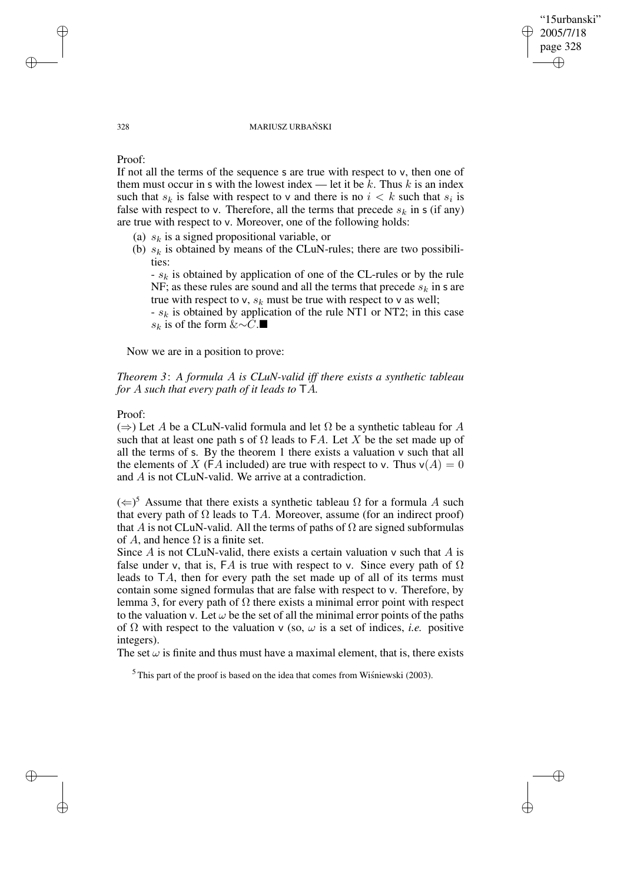Proof:
If not all the terms of the sequence s are true with respect to v, then one of them must occur in s with the lowest index — let it be $k$. Thus $k$ is an index such that $s_k$ is false with respect to v and there is no $i < k$ such that $s_i$ is false with respect to v. Therefore, all the terms that precede $s_k$ in s (if any) are true with respect to v. Moreover, one of the following holds:

(a) $s_k$ is a signed propositional variable, or

(b) $s_k$ is obtained by means of the CLuN-rules; there are two possibilities:

- $s_k$ is obtained by application of one of the CL-rules or by the rule NF; as these rules are sound and all the terms that precede $s_k$ in s are true with respect to v, $s_k$ must be true with respect to v as well;
- $s_k$ is obtained by application of the rule NT1 or NT2; in this case $s_k$ is of the form $\&{\sim}C$.■

Now we are in a position to prove:

*Theorem 3*: *A formula $A$ is CLuN-valid iff there exists a synthetic tableau for $A$ such that every path of it leads to $\mathsf{T}A$.*

Proof:
($\Rightarrow$) Let $A$ be a CLuN-valid formula and let $\Omega$ be a synthetic tableau for $A$ such that at least one path s of $\Omega$ leads to $\mathsf{F}A$. Let $X$ be the set made up of all the terms of s. By the theorem 1 there exists a valuation v such that all the elements of $X$ ($\mathsf{F}A$ included) are true with respect to v. Thus $\mathsf{v}(A) = 0$ and $A$ is not CLuN-valid. We arrive at a contradiction.

($\Leftarrow$)[5] Assume that there exists a synthetic tableau $\Omega$ for a formula $A$ such that every path of $\Omega$ leads to $\mathsf{T}A$. Moreover, assume (for an indirect proof) that $A$ is not CLuN-valid. All the terms of paths of $\Omega$ are signed subformulas of $A$, and hence $\Omega$ is a finite set.
Since $A$ is not CLuN-valid, there exists a certain valuation v such that $A$ is false under v, that is, $\mathsf{F}A$ is true with respect to v. Since every path of $\Omega$ leads to $\mathsf{T}A$, then for every path the set made up of all of its terms must contain some signed formulas that are false with respect to v. Therefore, by lemma 3, for every path of $\Omega$ there exists a minimal error point with respect to the valuation v. Let $\omega$ be the set of all the minimal error points of the paths of $\Omega$ with respect to the valuation v (so, $\omega$ is a set of indices, *i.e.* positive integers).
The set $\omega$ is finite and thus must have a maximal element, that is, there exists

[5] This part of the proof is based on the idea that comes from Wiśniewski (2003).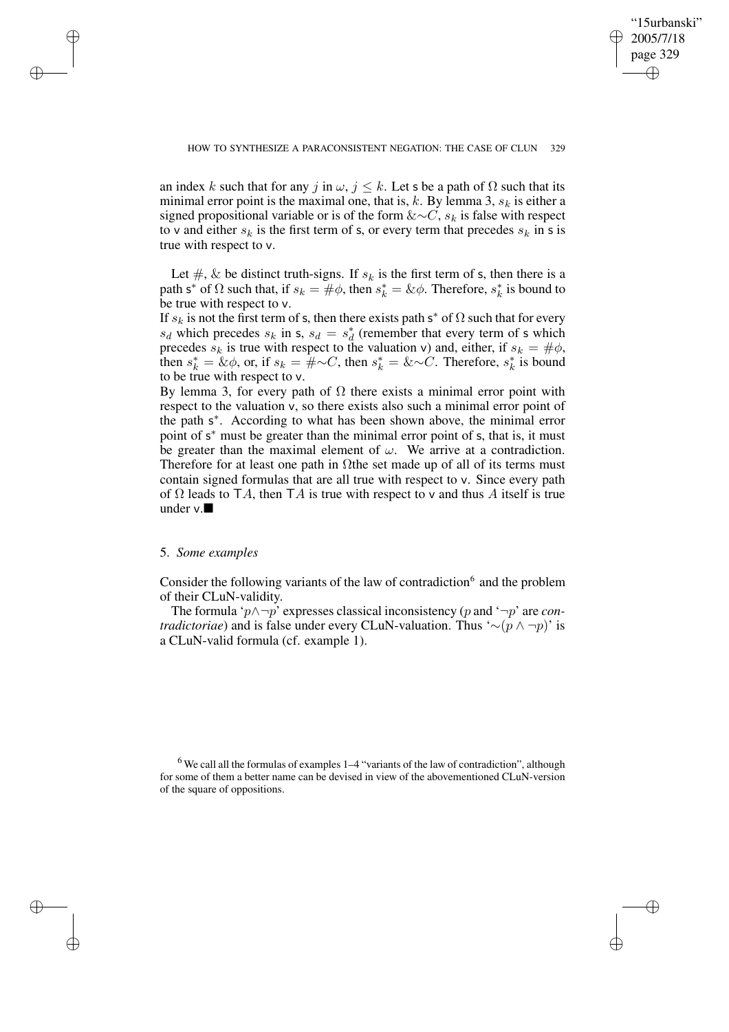an index $k$ such that for any $j$ in $\omega$, $j \leq k$. Let s be a path of $\Omega$ such that its minimal error point is the maximal one, that is, $k$. By lemma 3, $s_k$ is either a signed propositional variable or is of the form $\&{\sim}C$, $s_k$ is false with respect to v and either $s_k$ is the first term of s, or every term that precedes $s_k$ in s is true with respect to v.

Let $\#$, $\&$ be distinct truth-signs. If $s_k$ is the first term of s, then there is a path $\mathsf{s}^*$ of $\Omega$ such that, if $s_k = \#\phi$, then $s^*_k = \&\phi$. Therefore, $s^*_k$ is bound to be true with respect to v.

If $s_k$ is not the first term of s, then there exists path $\mathsf{s}^*$ of $\Omega$ such that for every $s_d$ which precedes $s_k$ in s, $s_d = s^*_d$ (remember that every term of s which precedes $s_k$ is true with respect to the valuation v) and, either, if $s_k = \#\phi$, then $s^*_k = \&\phi$, or, if $s_k = \#{\sim}C$, then $s^*_k = \&{\sim}C$. Therefore, $s^*_k$ is bound to be true with respect to v.

By lemma 3, for every path of $\Omega$ there exists a minimal error point with respect to the valuation v, so there exists also such a minimal error point of the path $\mathsf{s}^*$. According to what has been shown above, the minimal error point of $\mathsf{s}^*$ must be greater than the minimal error point of s, that is, it must be greater than the maximal element of $\omega$. We arrive at a contradiction. Therefore for at least one path in $\Omega$the set made up of all of its terms must contain signed formulas that are all true with respect to v. Since every path of $\Omega$ leads to $\mathsf{T}A$, then $\mathsf{T}A$ is true with respect to v and thus $A$ itself is true under v.■

## 5. *Some examples*

Consider the following variants of the law of contradiction[6] and the problem of their CLuN-validity.

The formula '$p \wedge \neg p$' expresses classical inconsistency ($p$ and '$\neg p$' are *contradictoriae*) and is false under every CLuN-valuation. Thus '${\sim}(p \wedge \neg p)$' is a CLuN-valid formula (cf. example 1).

[6] We call all the formulas of examples 1–4 "variants of the law of contradiction", although for some of them a better name can be devised in view of the abovementioned CLuN-version of the square of oppositions.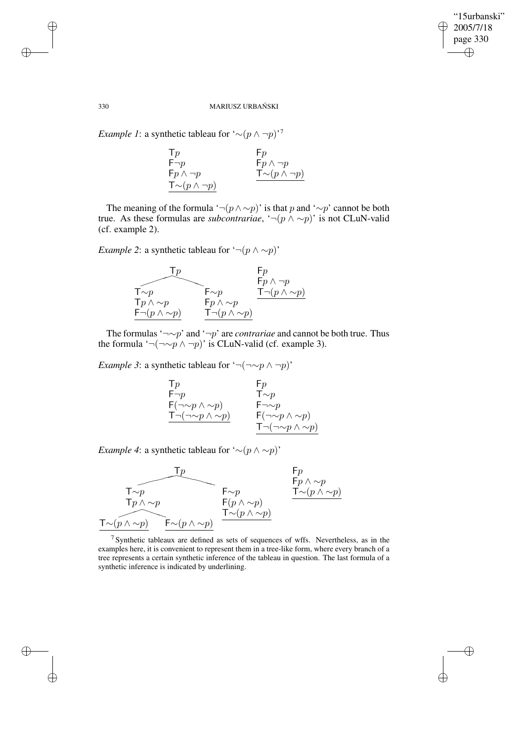*Example 1*: a synthetic tableau for '$\sim(p \wedge \neg p)$'[7]

$$
\begin{array}{ll}
\mathsf{T}p & \mathsf{F}p \\
\mathsf{F}\neg p & \mathsf{F}p \wedge \neg p \\
\mathsf{F}p \wedge \neg p & \underline{\mathsf{T}{\sim}(p \wedge \neg p)} \\
\underline{\mathsf{T}{\sim}(p \wedge \neg p)} &
\end{array}
$$

The meaning of the formula '$\neg(p \wedge {\sim}p)$' is that $p$ and '${\sim}p$' cannot be both true. As these formulas are *subcontrariae*, '$\neg(p \wedge {\sim}p)$' is not CLuN-valid (cf. example 2).

*Example 2*: a synthetic tableau for '$\neg(p \wedge {\sim}p)$'

$$
\begin{array}{lll}
\mathsf{T}p & & \mathsf{F}p \\
\mathsf{T}{\sim}p \quad\quad\quad\quad \mathsf{F}{\sim}p & & \mathsf{F}p \wedge \neg p \\
\mathsf{T}p \wedge {\sim}p \quad\quad\quad \mathsf{F}p \wedge {\sim}p & & \underline{\mathsf{T}\neg(p \wedge {\sim}p)} \\
\underline{\mathsf{F}\neg(p \wedge {\sim}p)} \quad \underline{\mathsf{T}\neg(p \wedge {\sim}p)} & &
\end{array}
$$

The formulas '$\neg{\sim}p$' and '$\neg p$' are *contrariae* and cannot be both true. Thus the formula '$\neg(\neg{\sim}p \wedge \neg p)$' is CLuN-valid (cf. example 3).

*Example 3*: a synthetic tableau for '$\neg(\neg{\sim}p \wedge \neg p)$'

$$
\begin{array}{ll}
\mathsf{T}p & \mathsf{F}p \\
\mathsf{F}\neg p & \mathsf{T}{\sim}p \\
\mathsf{F}(\neg{\sim}p \wedge {\sim}p) & \mathsf{F}\neg{\sim}p \\
\underline{\mathsf{T}\neg(\neg{\sim}p \wedge {\sim}p)} & \mathsf{F}(\neg{\sim}p \wedge {\sim}p) \\
 & \underline{\mathsf{T}\neg(\neg{\sim}p \wedge {\sim}p)}
\end{array}
$$

*Example 4*: a synthetic tableau for '${\sim}(p \wedge {\sim}p)$'

$$
\begin{array}{lll}
\mathsf{T}p & & \mathsf{F}p \\
\mathsf{T}{\sim}p \quad\quad\quad\quad\quad\quad \mathsf{F}{\sim}p & & \mathsf{F}p \wedge {\sim}p \\
\mathsf{T}p \wedge {\sim}p \quad\quad\quad\quad \mathsf{F}(p \wedge {\sim}p) & & \underline{\mathsf{T}{\sim}(p \wedge {\sim}p)} \\
\quad\quad\quad\quad\quad\quad\quad\quad\quad \underline{\mathsf{T}{\sim}(p \wedge {\sim}p)} & & \\
\underline{\mathsf{T}{\sim}(p \wedge {\sim}p)} \quad \underline{\mathsf{F}{\sim}(p \wedge {\sim}p)} & &
\end{array}
$$

[7] Synthetic tableaux are defined as sets of sequences of wffs. Nevertheless, as in the examples here, it is convenient to represent them in a tree-like form, where every branch of a tree represents a certain synthetic inference of the tableau in question. The last formula of a synthetic inference is indicated by underlining.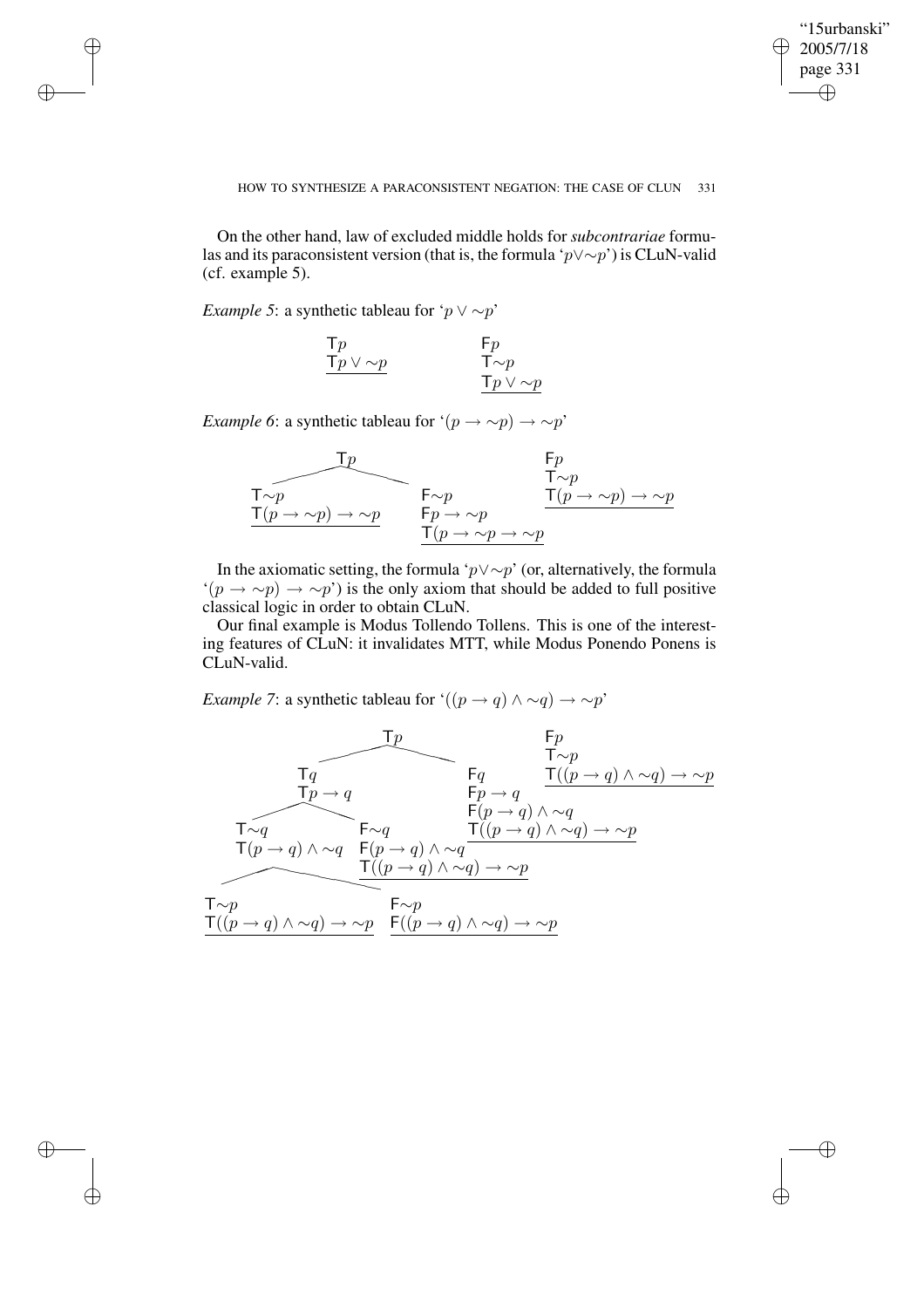On the other hand, law of excluded middle holds for *subcontrariae* formulas and its paraconsistent version (that is, the formula '$p \vee {\sim}p$') is CLuN-valid (cf. example 5).

*Example 5*: a synthetic tableau for '$p \vee {\sim}p$'

$$
\begin{array}{lll}
\mathsf{T}p & \qquad & \mathsf{F}p \\
\underline{\mathsf{T}p \vee {\sim}p} & & \mathsf{T}{\sim}p \\
 & & \underline{\mathsf{T}p \vee {\sim}p}
\end{array}
$$

*Example 6*: a synthetic tableau for '$(p \rightarrow {\sim}p) \rightarrow {\sim}p$'

$$
\begin{array}{llll}
\multicolumn{2}{c}{\mathsf{T}p} & & \mathsf{F}p \\
\mathsf{T}{\sim}p & \mathsf{F}{\sim}p & & \mathsf{T}{\sim}p \\
\underline{\mathsf{T}(p \rightarrow {\sim}p) \rightarrow {\sim}p} & \mathsf{F}p \rightarrow {\sim}p & & \underline{\mathsf{T}(p \rightarrow {\sim}p) \rightarrow {\sim}p} \\
 & \underline{\mathsf{T}(p \rightarrow {\sim}p \rightarrow {\sim}p} & &
\end{array}
$$

In the axiomatic setting, the formula '$p \vee {\sim}p$' (or, alternatively, the formula '$(p \rightarrow {\sim}p) \rightarrow {\sim}p$') is the only axiom that should be added to full positive classical logic in order to obtain CLuN.

Our final example is Modus Tollendo Tollens. This is one of the interesting features of CLuN: it invalidates MTT, while Modus Ponendo Ponens is CLuN-valid.

*Example 7*: a synthetic tableau for '$((p \rightarrow q) \wedge {\sim}q) \rightarrow {\sim}p$'

$$
\begin{array}{llll}
\multicolumn{3}{c}{\mathsf{T}p} & \mathsf{F}p \\
\multicolumn{2}{c}{\mathsf{T}q} & \mathsf{F}q & \mathsf{T}{\sim}p \\
\multicolumn{2}{c}{\mathsf{T}p \rightarrow q} & \mathsf{F}p \rightarrow q & \underline{\mathsf{T}((p \rightarrow q) \wedge {\sim}q) \rightarrow {\sim}p} \\
 & & \mathsf{F}(p \rightarrow q) \wedge {\sim}q & \\
\mathsf{T}{\sim}q & \mathsf{F}{\sim}q & \underline{\mathsf{T}((p \rightarrow q) \wedge {\sim}q) \rightarrow {\sim}p} & \\
\mathsf{T}(p \rightarrow q) \wedge {\sim}q & \mathsf{F}(p \rightarrow q) \wedge {\sim}q & & \\
 & \underline{\mathsf{T}((p \rightarrow q) \wedge {\sim}q) \rightarrow {\sim}p} & & \\
\mathsf{T}{\sim}p & \mathsf{F}{\sim}p & & \\
\underline{\mathsf{T}((p \rightarrow q) \wedge {\sim}q) \rightarrow {\sim}p} & \underline{\mathsf{F}((p \rightarrow q) \wedge {\sim}q) \rightarrow {\sim}p} & &
\end{array}
$$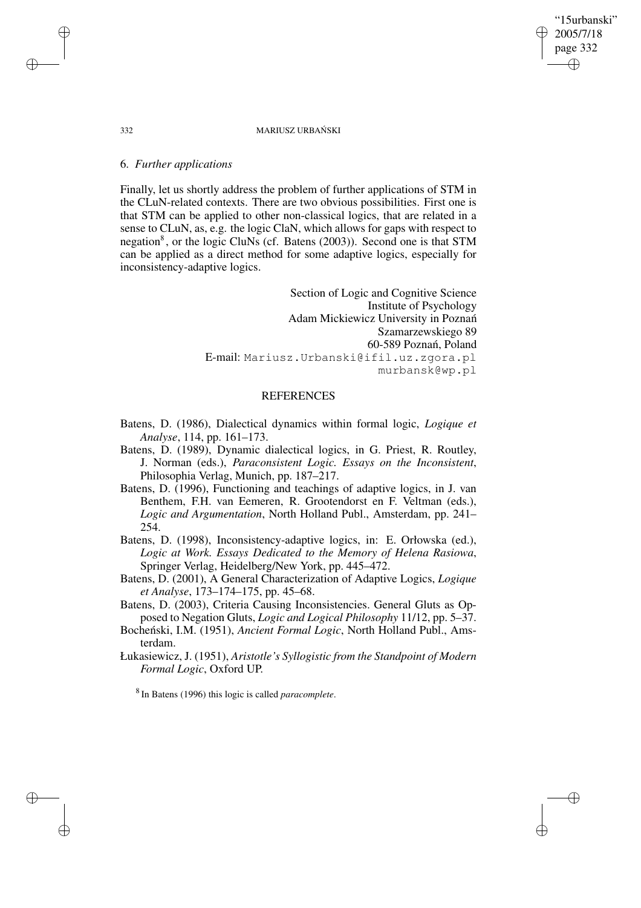## 6. *Further applications*

Finally, let us shortly address the problem of further applications of STM in the CLuN-related contexts. There are two obvious possibilities. First one is that STM can be applied to other non-classical logics, that are related in a sense to CLuN, as, e.g. the logic ClaN, which allows for gaps with respect to negation[8], or the logic CluNs (cf. Batens (2003)). Second one is that STM can be applied as a direct method for some adaptive logics, especially for inconsistency-adaptive logics.

Section of Logic and Cognitive Science
Institute of Psychology
Adam Mickiewicz University in Poznań
Szamarzewskiego 89
60-589 Poznań, Poland
E-mail: Mariusz.Urbanski@ifil.uz.zgora.pl
murbansk@wp.pl

## REFERENCES

Batens, D. (1986), Dialectical dynamics within formal logic, *Logique et Analyse*, 114, pp. 161–173.

Batens, D. (1989), Dynamic dialectical logics, in G. Priest, R. Routley, J. Norman (eds.), *Paraconsistent Logic. Essays on the Inconsistent*, Philosophia Verlag, Munich, pp. 187–217.

Batens, D. (1996), Functioning and teachings of adaptive logics, in J. van Benthem, F.H. van Eemeren, R. Grootendorst en F. Veltman (eds.), *Logic and Argumentation*, North Holland Publ., Amsterdam, pp. 241–254.

Batens, D. (1998), Inconsistency-adaptive logics, in: E. Orłowska (ed.), *Logic at Work. Essays Dedicated to the Memory of Helena Rasiowa*, Springer Verlag, Heidelberg/New York, pp. 445–472.

Batens, D. (2001), A General Characterization of Adaptive Logics, *Logique et Analyse*, 173–174–175, pp. 45–68.

Batens, D. (2003), Criteria Causing Inconsistencies. General Gluts as Opposed to Negation Gluts, *Logic and Logical Philosophy* 11/12, pp. 5–37.

Bocheński, I.M. (1951), *Ancient Formal Logic*, North Holland Publ., Amsterdam.

Łukasiewicz, J. (1951), *Aristotle's Syllogistic from the Standpoint of Modern Formal Logic*, Oxford UP.

[8] In Batens (1996) this logic is called *paracomplete*.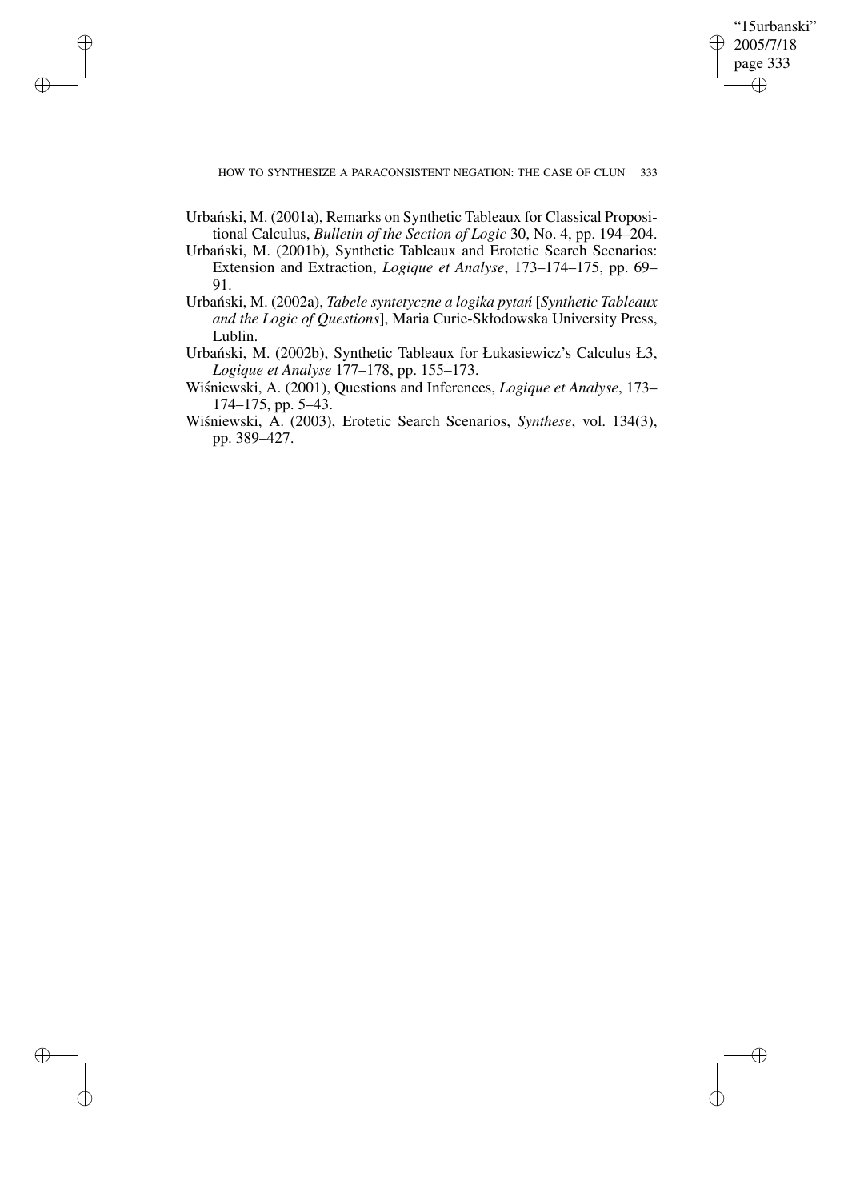Urbański, M. (2001a), Remarks on Synthetic Tableaux for Classical Propositional Calculus, *Bulletin of the Section of Logic* 30, No. 4, pp. 194–204.

Urbański, M. (2001b), Synthetic Tableaux and Erotetic Search Scenarios: Extension and Extraction, *Logique et Analyse*, 173–174–175, pp. 69–91.

Urbański, M. (2002a), *Tabele syntetyczne a logika pytań* [*Synthetic Tableaux and the Logic of Questions*], Maria Curie-Skłodowska University Press, Lublin.

Urbański, M. (2002b), Synthetic Tableaux for Łukasiewicz's Calculus Ł3, *Logique et Analyse* 177–178, pp. 155–173.

Wiśniewski, A. (2001), Questions and Inferences, *Logique et Analyse*, 173–174–175, pp. 5–43.

Wiśniewski, A. (2003), Erotetic Search Scenarios, *Synthese*, vol. 134(3), pp. 389–427.